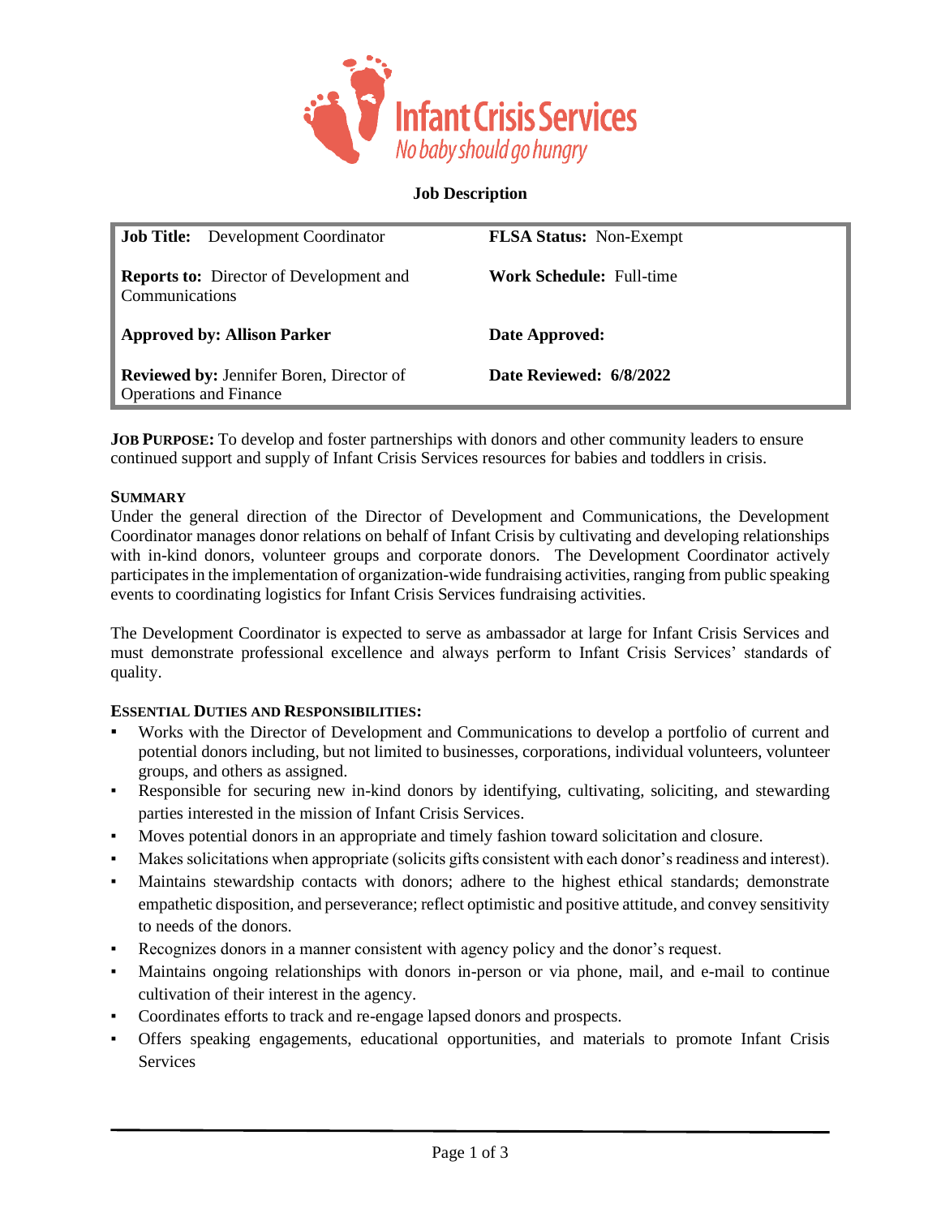**Infant Crisis Services**
*No baby should go hungry*

# Job Description

| | |
|---|---|
| **Job Title:** Development Coordinator | **FLSA Status:** Non-Exempt |
| **Reports to:** Director of Development and Communications | **Work Schedule:** Full-time |
| **Approved by: Allison Parker** | **Date Approved:** |
| **Reviewed by:** Jennifer Boren, Director of Operations and Finance | **Date Reviewed: 6/8/2022** |

**JOB PURPOSE:** To develop and foster partnerships with donors and other community leaders to ensure continued support and supply of Infant Crisis Services resources for babies and toddlers in crisis.

## SUMMARY

Under the general direction of the Director of Development and Communications, the Development Coordinator manages donor relations on behalf of Infant Crisis by cultivating and developing relationships with in-kind donors, volunteer groups and corporate donors. The Development Coordinator actively participates in the implementation of organization-wide fundraising activities, ranging from public speaking events to coordinating logistics for Infant Crisis Services fundraising activities.

The Development Coordinator is expected to serve as ambassador at large for Infant Crisis Services and must demonstrate professional excellence and always perform to Infant Crisis Services' standards of quality.

## ESSENTIAL DUTIES AND RESPONSIBILITIES:

- Works with the Director of Development and Communications to develop a portfolio of current and potential donors including, but not limited to businesses, corporations, individual volunteers, volunteer groups, and others as assigned.
- Responsible for securing new in-kind donors by identifying, cultivating, soliciting, and stewarding parties interested in the mission of Infant Crisis Services.
- Moves potential donors in an appropriate and timely fashion toward solicitation and closure.
- Makes solicitations when appropriate (solicits gifts consistent with each donor's readiness and interest).
- Maintains stewardship contacts with donors; adhere to the highest ethical standards; demonstrate empathetic disposition, and perseverance; reflect optimistic and positive attitude, and convey sensitivity to needs of the donors.
- Recognizes donors in a manner consistent with agency policy and the donor's request.
- Maintains ongoing relationships with donors in-person or via phone, mail, and e-mail to continue cultivation of their interest in the agency.
- Coordinates efforts to track and re-engage lapsed donors and prospects.
- Offers speaking engagements, educational opportunities, and materials to promote Infant Crisis Services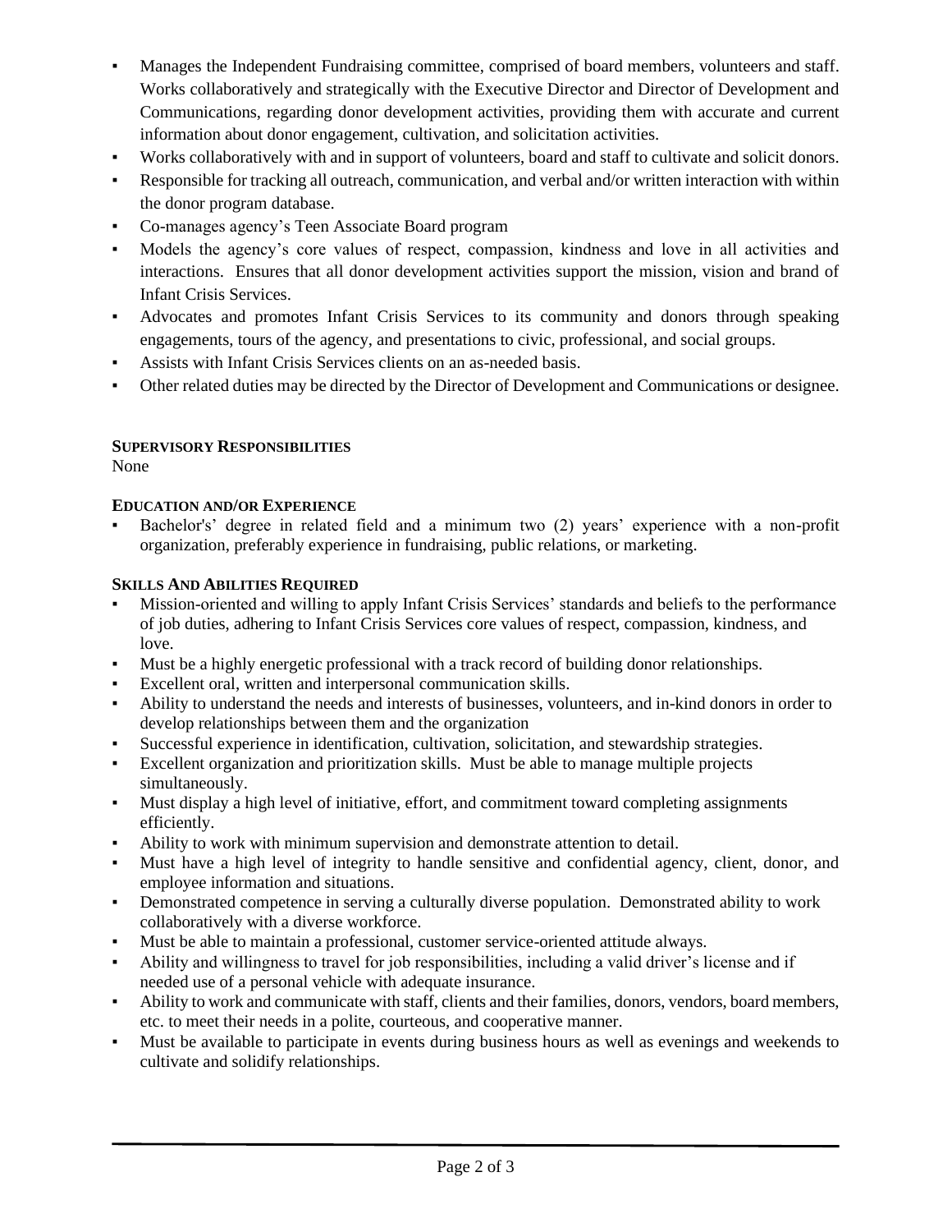- Manages the Independent Fundraising committee, comprised of board members, volunteers and staff. Works collaboratively and strategically with the Executive Director and Director of Development and Communications, regarding donor development activities, providing them with accurate and current information about donor engagement, cultivation, and solicitation activities.
- Works collaboratively with and in support of volunteers, board and staff to cultivate and solicit donors.
- Responsible for tracking all outreach, communication, and verbal and/or written interaction with within the donor program database.
- Co-manages agency's Teen Associate Board program
- Models the agency's core values of respect, compassion, kindness and love in all activities and interactions. Ensures that all donor development activities support the mission, vision and brand of Infant Crisis Services.
- Advocates and promotes Infant Crisis Services to its community and donors through speaking engagements, tours of the agency, and presentations to civic, professional, and social groups.
- Assists with Infant Crisis Services clients on an as-needed basis.
- Other related duties may be directed by the Director of Development and Communications or designee.

**SUPERVISORY RESPONSIBILITIES**

None

**EDUCATION AND/OR EXPERIENCE**

- Bachelor's' degree in related field and a minimum two (2) years' experience with a non-profit organization, preferably experience in fundraising, public relations, or marketing.

**SKILLS AND ABILITIES REQUIRED**

- Mission-oriented and willing to apply Infant Crisis Services' standards and beliefs to the performance of job duties, adhering to Infant Crisis Services core values of respect, compassion, kindness, and love.
- Must be a highly energetic professional with a track record of building donor relationships.
- Excellent oral, written and interpersonal communication skills.
- Ability to understand the needs and interests of businesses, volunteers, and in-kind donors in order to develop relationships between them and the organization
- Successful experience in identification, cultivation, solicitation, and stewardship strategies.
- Excellent organization and prioritization skills. Must be able to manage multiple projects simultaneously.
- Must display a high level of initiative, effort, and commitment toward completing assignments efficiently.
- Ability to work with minimum supervision and demonstrate attention to detail.
- Must have a high level of integrity to handle sensitive and confidential agency, client, donor, and employee information and situations.
- Demonstrated competence in serving a culturally diverse population. Demonstrated ability to work collaboratively with a diverse workforce.
- Must be able to maintain a professional, customer service-oriented attitude always.
- Ability and willingness to travel for job responsibilities, including a valid driver's license and if needed use of a personal vehicle with adequate insurance.
- Ability to work and communicate with staff, clients and their families, donors, vendors, board members, etc. to meet their needs in a polite, courteous, and cooperative manner.
- Must be available to participate in events during business hours as well as evenings and weekends to cultivate and solidify relationships.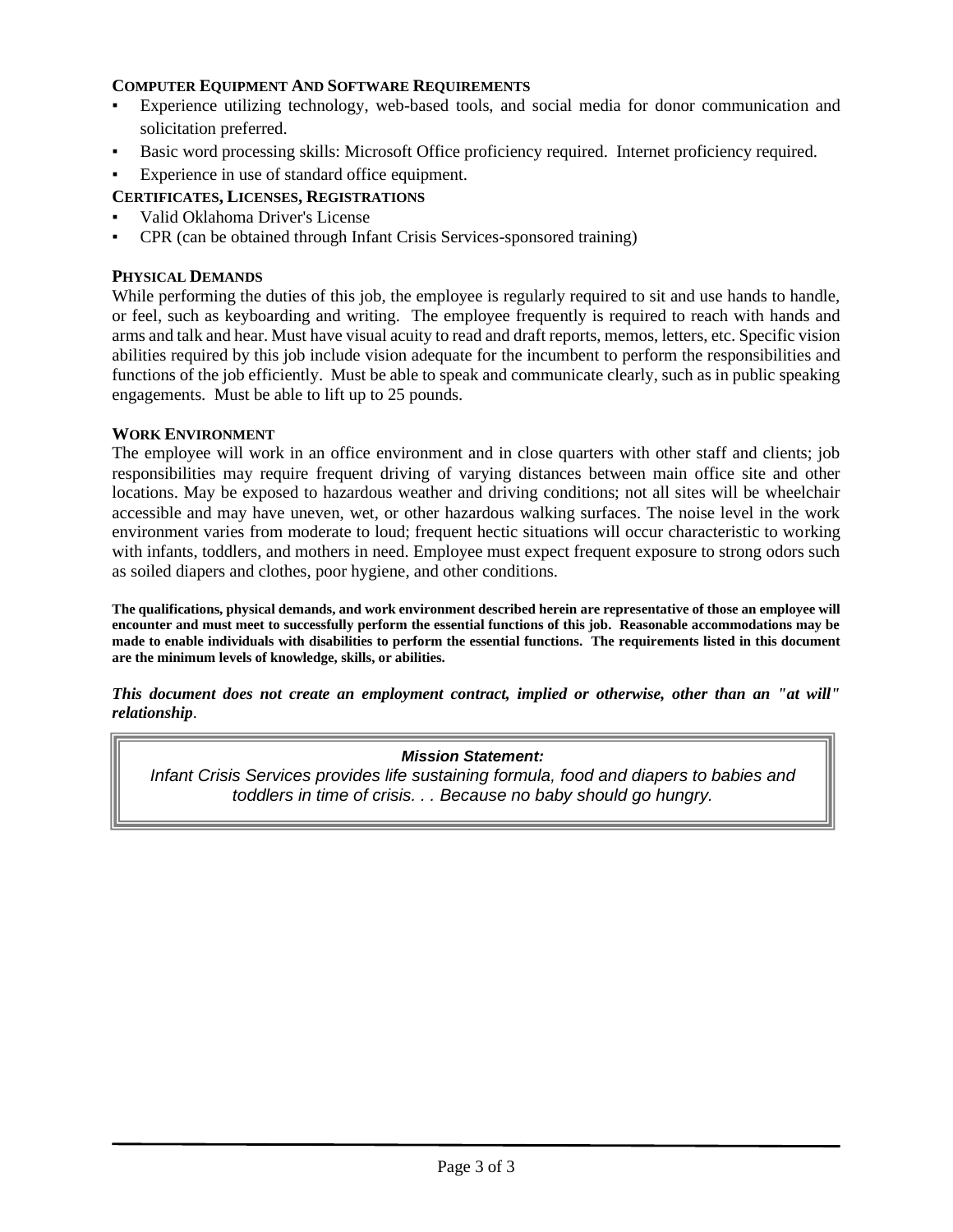#### Computer Equipment And Software Requirements

- Experience utilizing technology, web-based tools, and social media for donor communication and solicitation preferred.
- Basic word processing skills: Microsoft Office proficiency required. Internet proficiency required.
- Experience in use of standard office equipment.

#### Certificates, Licenses, Registrations

- Valid Oklahoma Driver's License
- CPR (can be obtained through Infant Crisis Services-sponsored training)

#### Physical Demands

While performing the duties of this job, the employee is regularly required to sit and use hands to handle, or feel, such as keyboarding and writing. The employee frequently is required to reach with hands and arms and talk and hear. Must have visual acuity to read and draft reports, memos, letters, etc. Specific vision abilities required by this job include vision adequate for the incumbent to perform the responsibilities and functions of the job efficiently. Must be able to speak and communicate clearly, such as in public speaking engagements. Must be able to lift up to 25 pounds.

#### Work Environment

The employee will work in an office environment and in close quarters with other staff and clients; job responsibilities may require frequent driving of varying distances between main office site and other locations. May be exposed to hazardous weather and driving conditions; not all sites will be wheelchair accessible and may have uneven, wet, or other hazardous walking surfaces. The noise level in the work environment varies from moderate to loud; frequent hectic situations will occur characteristic to working with infants, toddlers, and mothers in need. Employee must expect frequent exposure to strong odors such as soiled diapers and clothes, poor hygiene, and other conditions.

**The qualifications, physical demands, and work environment described herein are representative of those an employee will encounter and must meet to successfully perform the essential functions of this job. Reasonable accommodations may be made to enable individuals with disabilities to perform the essential functions. The requirements listed in this document are the minimum levels of knowledge, skills, or abilities.**

***This document does not create an employment contract, implied or otherwise, other than an "at will" relationship***.

***Mission Statement:***

*Infant Crisis Services provides life sustaining formula, food and diapers to babies and toddlers in time of crisis. . . Because no baby should go hungry.*